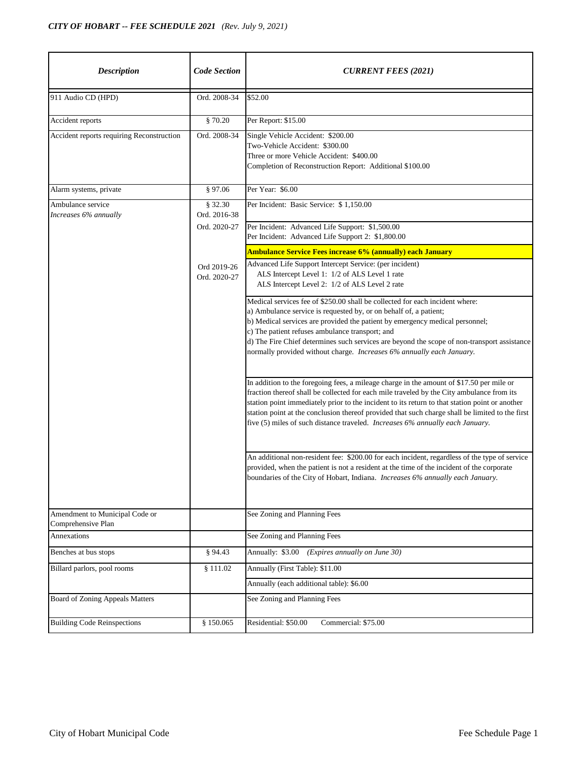*CITY OF HOBART -- FEE SCHEDULE 2021 (Rev. July 9, 2021)*

| *Description* | *Code Section* | *CURRENT FEES (2021)* |
|---|---|---|
| 911 Audio CD (HPD) | Ord. 2008-34 | $52.00 |
| Accident reports | § 70.20 | Per Report: $15.00 |
| Accident reports requiring Reconstruction | Ord. 2008-34 | Single Vehicle Accident: $200.00<br>Two-Vehicle Accident: $300.00<br>Three or more Vehicle Accident: $400.00<br>Completion of Reconstruction Report: Additional $100.00 |
| Alarm systems, private | § 97.06 | Per Year: $6.00 |
| Ambulance service<br>*Increases 6% annually* | § 32.30<br>Ord. 2016-38 | Per Incident: Basic Service: $ 1,150.00 |
| | Ord. 2020-27 | Per Incident: Advanced Life Support: $1,500.00<br>Per Incident: Advanced Life Support 2: $1,800.00 |
| | | **Ambulance Service Fees increase 6% (annually) each January** |
| | Ord 2019-26<br>Ord. 2020-27 | Advanced Life Support Intercept Service: (per incident)<br>ALS Intercept Level 1: 1/2 of ALS Level 1 rate<br>ALS Intercept Level 2: 1/2 of ALS Level 2 rate |
| | | Medical services fee of $250.00 shall be collected for each incident where:<br>a) Ambulance service is requested by, or on behalf of, a patient;<br>b) Medical services are provided the patient by emergency medical personnel;<br>c) The patient refuses ambulance transport; and<br>d) The Fire Chief determines such services are beyond the scope of non-transport assistance normally provided without charge. *Increases 6% annually each January.* |
| | | In addition to the foregoing fees, a mileage charge in the amount of $17.50 per mile or fraction thereof shall be collected for each mile traveled by the City ambulance from its station point immediately prior to the incident to its return to that station point or another station point at the conclusion thereof provided that such charge shall be limited to the first five (5) miles of such distance traveled. *Increases 6% annually each January.* |
| | | An additional non-resident fee: $200.00 for each incident, regardless of the type of service provided, when the patient is not a resident at the time of the incident of the corporate boundaries of the City of Hobart, Indiana. *Increases 6% annually each January.* |
| Amendment to Municipal Code or Comprehensive Plan | | See Zoning and Planning Fees |
| Annexations | | See Zoning and Planning Fees |
| Benches at bus stops | § 94.43 | Annually: $3.00 *(Expires annually on June 30)* |
| Billard parlors, pool rooms | § 111.02 | Annually (First Table): $11.00 |
| | | Annually (each additional table): $6.00 |
| Board of Zoning Appeals Matters | | See Zoning and Planning Fees |
| Building Code Reinspections | § 150.065 | Residential: $50.00 Commercial: $75.00 |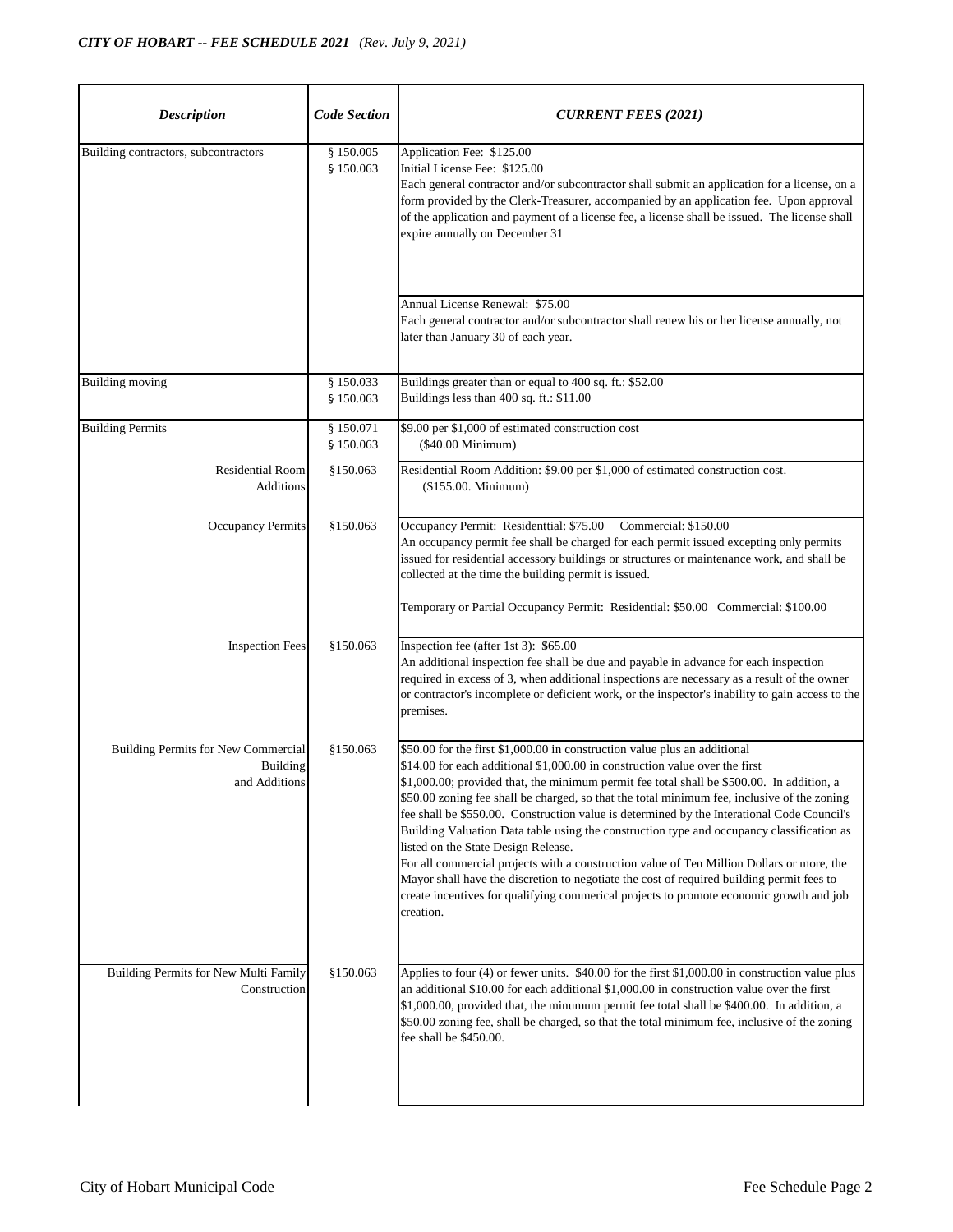*CITY OF HOBART -- FEE SCHEDULE 2021 (Rev. July 9, 2021)*

| *Description* | *Code Section* | *CURRENT FEES (2021)* |
|---|---|---|
| Building contractors, subcontractors | § 150.005<br>§ 150.063 | Application Fee: $125.00<br>Initial License Fee: $125.00<br>Each general contractor and/or subcontractor shall submit an application for a license, on a form provided by the Clerk-Treasurer, accompanied by an application fee. Upon approval of the application and payment of a license fee, a license shall be issued. The license shall expire annually on December 31 |
| | | Annual License Renewal: $75.00<br>Each general contractor and/or subcontractor shall renew his or her license annually, not later than January 30 of each year. |
| Building moving | § 150.033<br>§ 150.063 | Buildings greater than or equal to 400 sq. ft.: $52.00<br>Buildings less than 400 sq. ft.: $11.00 |
| Building Permits | § 150.071<br>§ 150.063 | $9.00 per $1,000 of estimated construction cost<br>($40.00 Minimum) |
| Residential Room Additions | §150.063 | Residential Room Addition: $9.00 per $1,000 of estimated construction cost.<br>($155.00. Minimum) |
| Occupancy Permits | §150.063 | Occupancy Permit: Residenttial: $75.00 Commercial: $150.00<br>An occupancy permit fee shall be charged for each permit issued excepting only permits issued for residential accessory buildings or structures or maintenance work, and shall be collected at the time the building permit is issued.<br><br>Temporary or Partial Occupancy Permit: Residential: $50.00 Commercial: $100.00 |
| Inspection Fees | §150.063 | Inspection fee (after 1st 3): $65.00<br>An additional inspection fee shall be due and payable in advance for each inspection required in excess of 3, when additional inspections are necessary as a result of the owner or contractor's incomplete or deficient work, or the inspector's inability to gain access to the premises. |
| Building Permits for New Commercial Building and Additions | §150.063 | $50.00 for the first $1,000.00 in construction value plus an additional $14.00 for each additional $1,000.00 in construction value over the first $1,000.00; provided that, the minimum permit fee total shall be $500.00. In addition, a $50.00 zoning fee shall be charged, so that the total minimum fee, inclusive of the zoning fee shall be $550.00. Construction value is determined by the Interational Code Council's Building Valuation Data table using the construction type and occupancy classification as listed on the State Design Release.<br>For all commercial projects with a construction value of Ten Million Dollars or more, the Mayor shall have the discretion to negotiate the cost of required building permit fees to create incentives for qualifying commerical projects to promote economic growth and job creation. |
| Building Permits for New Multi Family Construction | §150.063 | Applies to four (4) or fewer units. $40.00 for the first $1,000.00 in construction value plus an additional $10.00 for each additional $1,000.00 in construction value over the first $1,000.00, provided that, the minumum permit fee total shall be $400.00. In addition, a $50.00 zoning fee, shall be charged, so that the total minimum fee, inclusive of the zoning fee shall be $450.00. |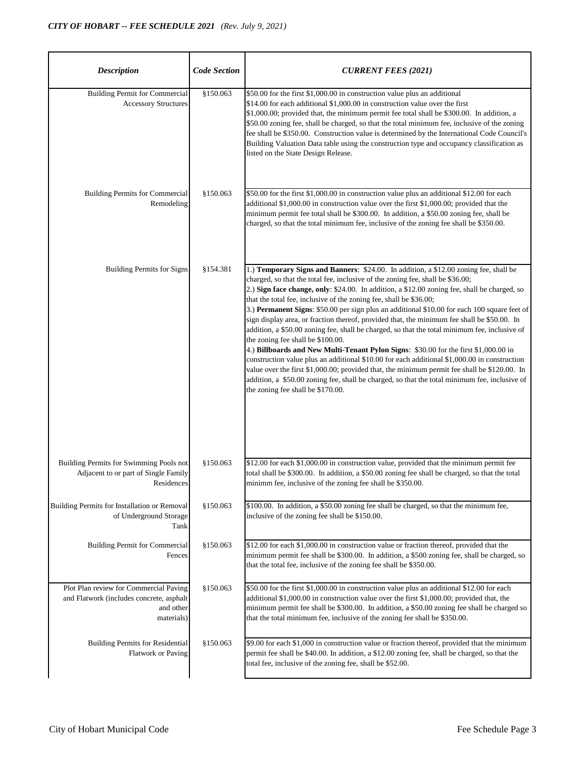| *Description* | *Code Section* | *CURRENT FEES (2021)* |
|---|---|---|
| Building Permit for Commercial Accessory Structures | §150.063 | $50.00 for the first $1,000.00 in construction value plus an additional $14.00 for each additional $1,000.00 in construction value over the first $1,000.00; provided that, the minimum permit fee total shall be $300.00. In addition, a $50.00 zoning fee, shall be charged, so that the total minimum fee, inclusive of the zoning fee shall be $350.00. Construction value is determined by the International Code Council's Building Valuation Data table using the construction type and occupancy classification as listed on the State Design Release. |
| Building Permits for Commercial Remodeling | §150.063 | $50.00 for the first $1,000.00 in construction value plus an additional $12.00 for each additional $1,000.00 in construction value over the first $1,000.00; provided that the minimum permit fee total shall be $300.00. In addition, a $50.00 zoning fee, shall be charged, so that the total minimum fee, inclusive of the zoning fee shall be $350.00. |
| Building Permits for Signs | §154.381 | 1.) **Temporary Signs and Banners**: $24.00. In addition, a $12.00 zoning fee, shall be charged, so that the total fee, inclusive of the zoning fee, shall be $36.00; 2.) **Sign face change, only**: $24.00. In addition, a $12.00 zoning fee, shall be charged, so that the total fee, inclusive of the zoning fee, shall be $36.00; 3.) **Permanent Signs**: $50.00 per sign plus an additional $10.00 for each 100 square feet of sign display area, or fraction thereof, provided that, the minimum fee shall be $50.00. In addition, a $50.00 zoning fee, shall be charged, so that the total minimum fee, inclusive of the zoning fee shall be $100.00. 4.) **Billboards and New Multi-Tenant Pylon Signs**: $30.00 for the first $1,000.00 in construction value plus an additional $10.00 for each additional $1,000.00 in construction value over the first $1,000.00; provided that, the minimum permit fee shall be $120.00. In addition, a $50.00 zoning fee, shall be charged, so that the total minimum fee, inclusive of the zoning fee shall be $170.00. |
| Building Permits for Swimming Pools not Adjacent to or part of Single Family Residences | §150.063 | $12.00 for each $1,000.00 in construction value, provided that the minimum permit fee total shall be $300.00. In addition, a $50.00 zoning fee shall be charged, so that the total minimm fee, inclusive of the zoning fee shall be $350.00. |
| Building Permits for Installation or Removal of Underground Storage Tank | §150.063 | $100.00. In addition, a $50.00 zoning fee shall be charged, so that the minimum fee, inclusive of the zoning fee shall be $150.00. |
| Building Permit for Commercial Fences | §150.063 | $12.00 for each $1,000.00 in construction value or fraction thereof, provided that the minimum permit fee shall be $300.00. In addition, a $500 zoning fee, shall be charged, so that the total fee, inclusive of the zoning fee shall be $350.00. |
| Plot Plan review for Commercial Paving and Flatwork (includes concrete, asphalt and other materials) | §150.063 | $50.00 for the first $1,000.00 in construction value plus an additional $12.00 for each additional $1,000.00 in construction value over the first $1,000.00; provided that, the minimum permit fee shall be $300.00. In addition, a $50.00 zoning fee shall be charged so that the total minimum fee, inclusive of the zoning fee shall be $350.00. |
| Building Permits for Residential Flatwork or Paving | §150.063 | $9.00 for each $1,000 in construction value or fraction thereof, provided that the minimum permit fee shall be $40.00. In addition, a $12.00 zoning fee, shall be charged, so that the total fee, inclusive of the zoning fee, shall be $52.00. |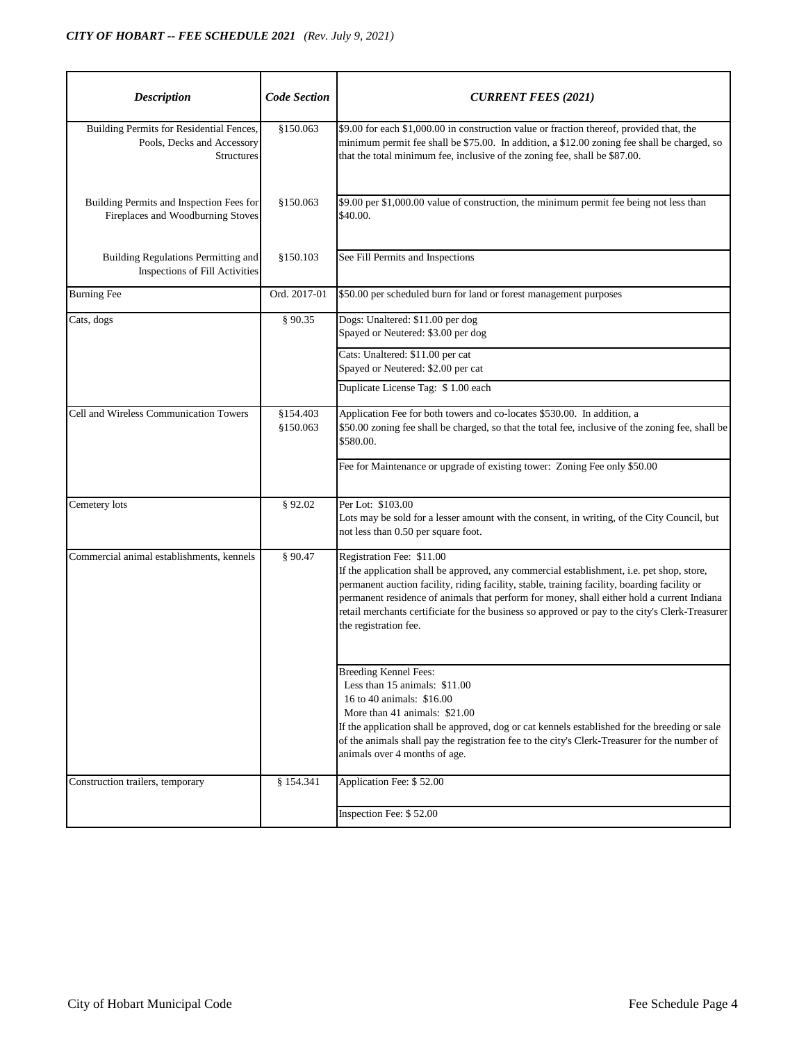| *Description* | *Code Section* | *CURRENT FEES (2021)* |
|---|---|---|
| Building Permits for Residential Fences, Pools, Decks and Accessory Structures | §150.063 | $9.00 for each $1,000.00 in construction value or fraction thereof, provided that, the minimum permit fee shall be $75.00. In addition, a $12.00 zoning fee shall be charged, so that the total minimum fee, inclusive of the zoning fee, shall be $87.00. |
| Building Permits and Inspection Fees for Fireplaces and Woodburning Stoves | §150.063 | $9.00 per $1,000.00 value of construction, the minimum permit fee being not less than $40.00. |
| Building Regulations Permitting and Inspections of Fill Activities | §150.103 | See Fill Permits and Inspections |
| Burning Fee | Ord. 2017-01 | $50.00 per scheduled burn for land or forest management purposes |
| Cats, dogs | § 90.35 | Dogs: Unaltered: $11.00 per dog<br>Spayed or Neutered: $3.00 per dog |
| | | Cats: Unaltered: $11.00 per cat<br>Spayed or Neutered: $2.00 per cat |
| | | Duplicate License Tag: $ 1.00 each |
| Cell and Wireless Communication Towers | §154.403<br>§150.063 | Application Fee for both towers and co-locates $530.00. In addition, a $50.00 zoning fee shall be charged, so that the total fee, inclusive of the zoning fee, shall be $580.00. |
| | | Fee for Maintenance or upgrade of existing tower: Zoning Fee only $50.00 |
| Cemetery lots | § 92.02 | Per Lot: $103.00<br>Lots may be sold for a lesser amount with the consent, in writing, of the City Council, but not less than 0.50 per square foot. |
| Commercial animal establishments, kennels | § 90.47 | Registration Fee: $11.00<br>If the application shall be approved, any commercial establishment, i.e. pet shop, store, permanent auction facility, riding facility, stable, training facility, boarding facility or permanent residence of animals that perform for money, shall either hold a current Indiana retail merchants certificiate for the business so approved or pay to the city's Clerk-Treasurer the registration fee. |
| | | Breeding Kennel Fees:<br>Less than 15 animals: $11.00<br>16 to 40 animals: $16.00<br>More than 41 animals: $21.00<br>If the application shall be approved, dog or cat kennels established for the breeding or sale of the animals shall pay the registration fee to the city's Clerk-Treasurer for the number of animals over 4 months of age. |
| Construction trailers, temporary | § 154.341 | Application Fee: $ 52.00 |
| | | Inspection Fee: $ 52.00 |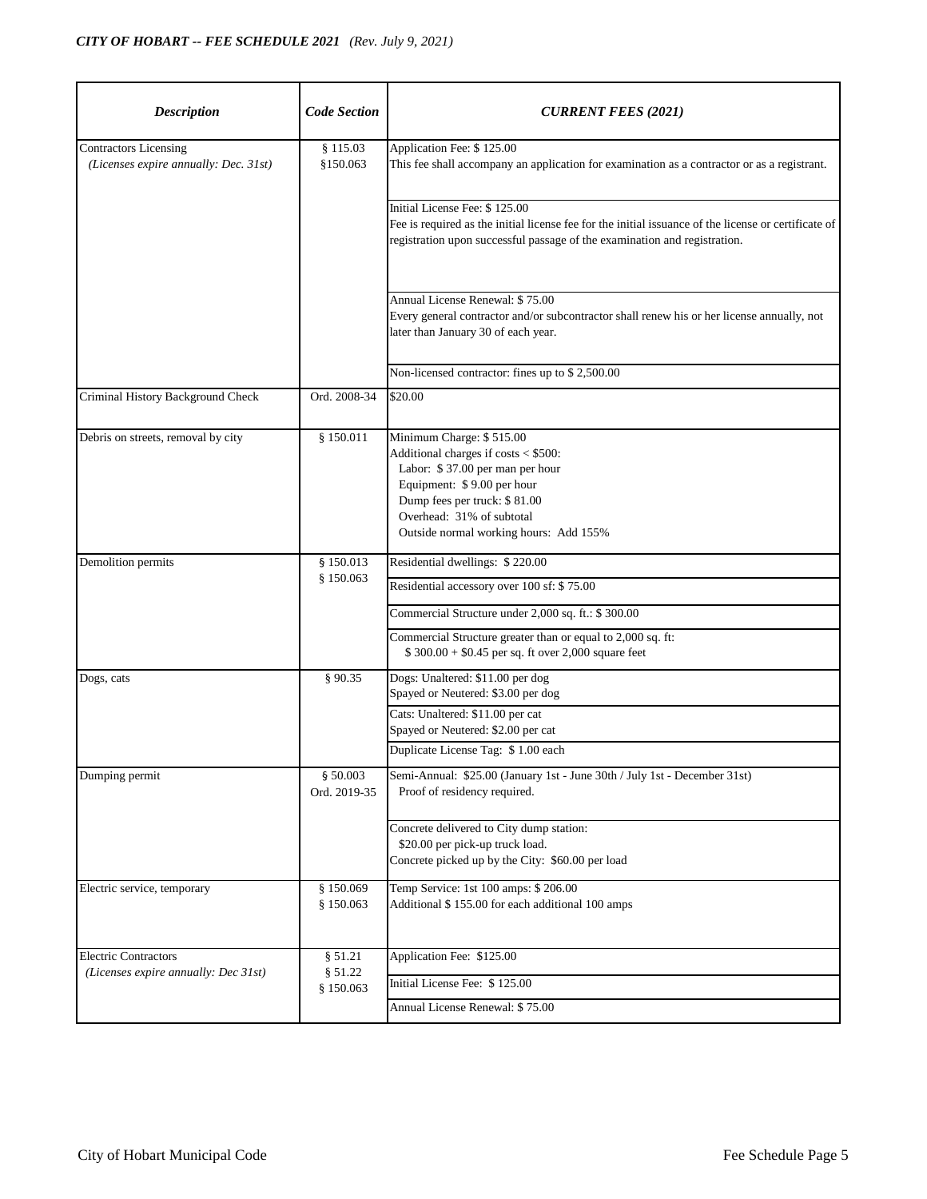| *Description* | *Code Section* | *CURRENT FEES (2021)* |
|---|---|---|
| Contractors Licensing<br>*(Licenses expire annually: Dec. 31st)* | § 115.03<br>§150.063 | Application Fee: $ 125.00<br>This fee shall accompany an application for examination as a contractor or as a registrant. |
| | | Initial License Fee: $ 125.00<br>Fee is required as the initial license fee for the initial issuance of the license or certificate of registration upon successful passage of the examination and registration. |
| | | Annual License Renewal: $ 75.00<br>Every general contractor and/or subcontractor shall renew his or her license annually, not later than January 30 of each year. |
| | | Non-licensed contractor: fines up to $ 2,500.00 |
| Criminal History Background Check | Ord. 2008-34 | $20.00 |
| Debris on streets, removal by city | § 150.011 | Minimum Charge: $ 515.00<br>Additional charges if costs < $500:<br>Labor: $ 37.00 per man per hour<br>Equipment: $ 9.00 per hour<br>Dump fees per truck: $ 81.00<br>Overhead: 31% of subtotal<br>Outside normal working hours: Add 155% |
| Demolition permits | § 150.013<br>§ 150.063 | Residential dwellings: $ 220.00 |
| | | Residential accessory over 100 sf: $ 75.00 |
| | | Commercial Structure under 2,000 sq. ft.: $ 300.00 |
| | | Commercial Structure greater than or equal to 2,000 sq. ft:<br>$ 300.00 + $0.45 per sq. ft over 2,000 square feet |
| Dogs, cats | § 90.35 | Dogs: Unaltered: $11.00 per dog<br>Spayed or Neutered: $3.00 per dog |
| | | Cats: Unaltered: $11.00 per cat<br>Spayed or Neutered: $2.00 per cat |
| | | Duplicate License Tag: $ 1.00 each |
| Dumping permit | § 50.003<br>Ord. 2019-35 | Semi-Annual: $25.00 (January 1st - June 30th / July 1st - December 31st)<br>Proof of residency required. |
| | | Concrete delivered to City dump station:<br>$20.00 per pick-up truck load.<br>Concrete picked up by the City: $60.00 per load |
| Electric service, temporary | § 150.069<br>§ 150.063 | Temp Service: 1st 100 amps: $ 206.00<br>Additional $ 155.00 for each additional 100 amps |
| Electric Contractors<br>*(Licenses expire annually: Dec 31st)* | § 51.21<br>§ 51.22<br>§ 150.063 | Application Fee: $125.00 |
| | | Initial License Fee: $ 125.00 |
| | | Annual License Renewal: $ 75.00 |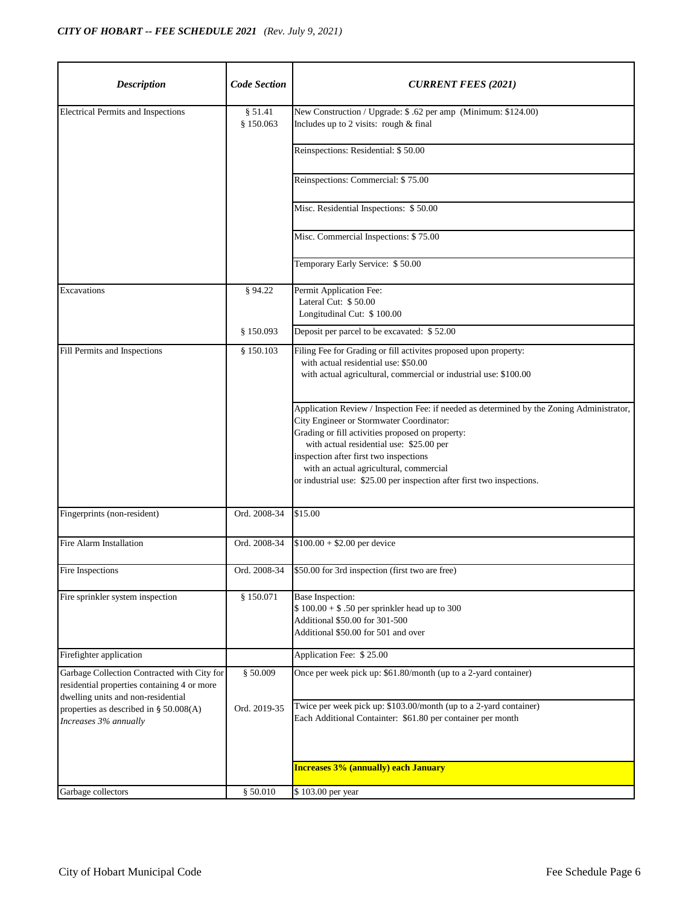| *Description* | *Code Section* | *CURRENT FEES (2021)* |
|---|---|---|
| Electrical Permits and Inspections | § 51.41<br>§ 150.063 | New Construction / Upgrade: $ .62 per amp (Minimum: $124.00)<br>Includes up to 2 visits: rough & final |
| | | Reinspections: Residential: $ 50.00 |
| | | Reinspections: Commercial: $ 75.00 |
| | | Misc. Residential Inspections: $ 50.00 |
| | | Misc. Commercial Inspections: $ 75.00 |
| | | Temporary Early Service: $ 50.00 |
| Excavations | § 94.22 | Permit Application Fee:<br>Lateral Cut: $ 50.00<br>Longitudinal Cut: $ 100.00 |
| | § 150.093 | Deposit per parcel to be excavated: $ 52.00 |
| Fill Permits and Inspections | § 150.103 | Filing Fee for Grading or fill activites proposed upon property:<br>with actual residential use: $50.00<br>with actual agricultural, commercial or industrial use: $100.00 |
| | | Application Review / Inspection Fee: if needed as determined by the Zoning Administrator, City Engineer or Stormwater Coordinator:<br>Grading or fill activities proposed on property:<br>with actual residential use: $25.00 per inspection after first two inspections<br>with an actual agricultural, commercial or industrial use: $25.00 per inspection after first two inspections. |
| Fingerprints (non-resident) | Ord. 2008-34 | $15.00 |
| Fire Alarm Installation | Ord. 2008-34 | $100.00 + $2.00 per device |
| Fire Inspections | Ord. 2008-34 | $50.00 for 3rd inspection (first two are free) |
| Fire sprinkler system inspection | § 150.071 | Base Inspection:<br>$ 100.00 + $ .50 per sprinkler head up to 300<br>Additional $50.00 for 301-500<br>Additional $50.00 for 501 and over |
| Firefighter application | | Application Fee: $ 25.00 |
| Garbage Collection Contracted with City for residential properties containing 4 or more dwelling units and non-residential properties as described in § 50.008(A)<br>*Increases 3% annually* | § 50.009 | Once per week pick up: $61.80/month (up to a 2-yard container) |
| | Ord. 2019-35 | Twice per week pick up: $103.00/month (up to a 2-yard container)<br>Each Additional Containter: $61.80 per container per month |
| | | **Increases 3% (annually) each January** |
| Garbage collectors | § 50.010 | $ 103.00 per year |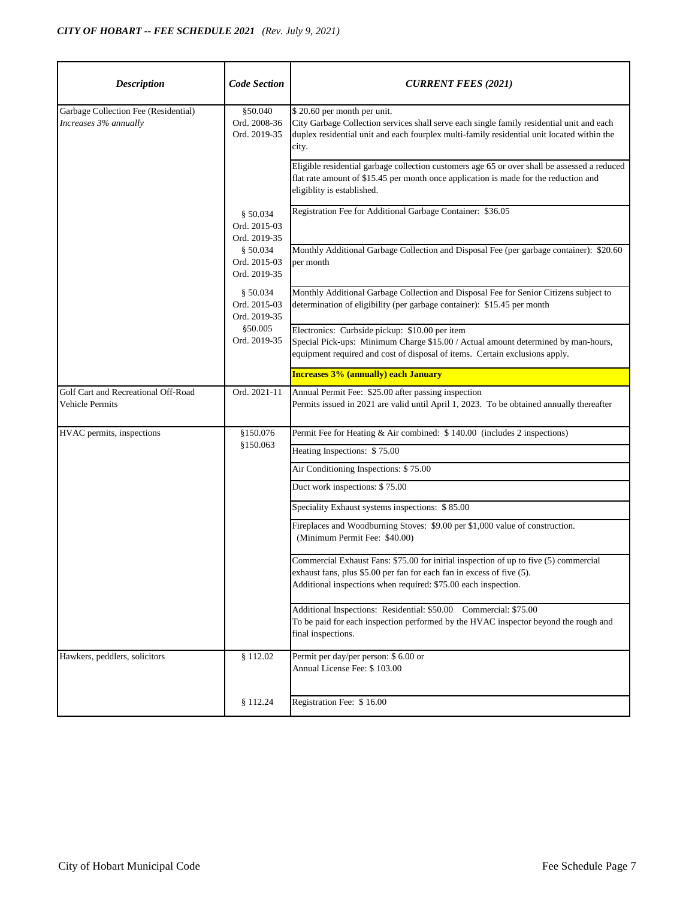| *Description* | *Code Section* | *CURRENT FEES (2021)* |
|---|---|---|
| Garbage Collection Fee (Residential) *Increases 3% annually* | §50.040 Ord. 2008-36 Ord. 2019-35 | $ 20.60 per month per unit. City Garbage Collection services shall serve each single family residential unit and each duplex residential unit and each fourplex multi-family residential unit located within the city. |
| | | Eligible residential garbage collection customers age 65 or over shall be assessed a reduced flat rate amount of $15.45 per month once application is made for the reduction and eligiblity is established. |
| | § 50.034 Ord. 2015-03 Ord. 2019-35 | Registration Fee for Additional Garbage Container: $36.05 |
| | § 50.034 Ord. 2015-03 Ord. 2019-35 | Monthly Additional Garbage Collection and Disposal Fee (per garbage container): $20.60 per month |
| | § 50.034 Ord. 2015-03 Ord. 2019-35 | Monthly Additional Garbage Collection and Disposal Fee for Senior Citizens subject to determination of eligibility (per garbage container): $15.45 per month |
| | §50.005 Ord. 2019-35 | Electronics: Curbside pickup: $10.00 per item Special Pick-ups: Minimum Charge $15.00 / Actual amount determined by man-hours, equipment required and cost of disposal of items. Certain exclusions apply. |
| | | **Increases 3% (annually) each January** |
| Golf Cart and Recreational Off-Road Vehicle Permits | Ord. 2021-11 | Annual Permit Fee: $25.00 after passing inspection Permits issued in 2021 are valid until April 1, 2023. To be obtained annually thereafter |
| HVAC permits, inspections | §150.076 §150.063 | Permit Fee for Heating & Air combined: $ 140.00 (includes 2 inspections) |
| | | Heating Inspections: $ 75.00 |
| | | Air Conditioning Inspections: $ 75.00 |
| | | Duct work inspections: $ 75.00 |
| | | Speciality Exhaust systems inspections: $ 85.00 |
| | | Fireplaces and Woodburning Stoves: $9.00 per $1,000 value of construction. (Minimum Permit Fee: $40.00) |
| | | Commercial Exhaust Fans: $75.00 for initial inspection of up to five (5) commercial exhaust fans, plus $5.00 per fan for each fan in excess of five (5). Additional inspections when required: $75.00 each inspection. |
| | | Additional Inspections: Residential: $50.00 Commercial: $75.00 To be paid for each inspection performed by the HVAC inspector beyond the rough and final inspections. |
| Hawkers, peddlers, solicitors | § 112.02 | Permit per day/per person: $ 6.00 or Annual License Fee: $ 103.00 |
| | § 112.24 | Registration Fee: $ 16.00 |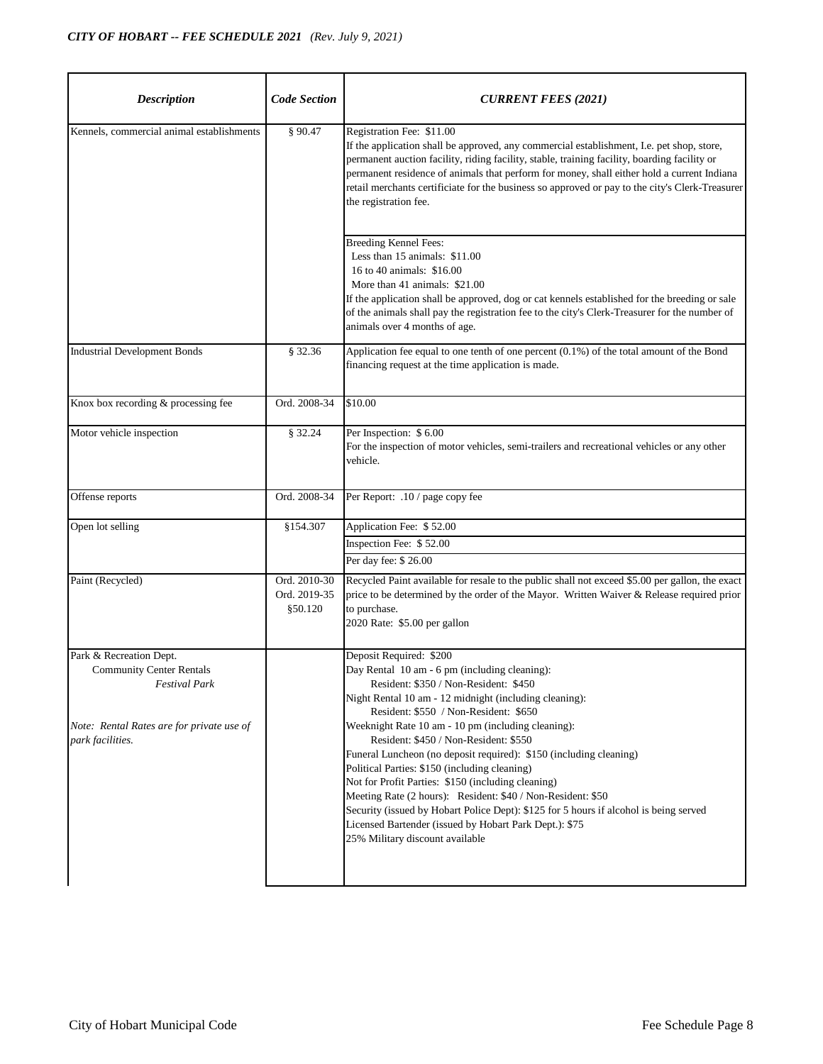*CITY OF HOBART -- FEE SCHEDULE 2021 (Rev. July 9, 2021)*

| *Description* | *Code Section* | *CURRENT FEES (2021)* |
|---|---|---|
| Kennels, commercial animal establishments | § 90.47 | Registration Fee: $11.00<br>If the application shall be approved, any commercial establishment, I.e. pet shop, store, permanent auction facility, riding facility, stable, training facility, boarding facility or permanent residence of animals that perform for money, shall either hold a current Indiana retail merchants certificiate for the business so approved or pay to the city's Clerk-Treasurer the registration fee. |
| | | Breeding Kennel Fees:<br>Less than 15 animals: $11.00<br>16 to 40 animals: $16.00<br>More than 41 animals: $21.00<br>If the application shall be approved, dog or cat kennels established for the breeding or sale of the animals shall pay the registration fee to the city's Clerk-Treasurer for the number of animals over 4 months of age. |
| Industrial Development Bonds | § 32.36 | Application fee equal to one tenth of one percent (0.1%) of the total amount of the Bond financing request at the time application is made. |
| Knox box recording & processing fee | Ord. 2008-34 | $10.00 |
| Motor vehicle inspection | § 32.24 | Per Inspection: $ 6.00<br>For the inspection of motor vehicles, semi-trailers and recreational vehicles or any other vehicle. |
| Offense reports | Ord. 2008-34 | Per Report: .10 / page copy fee |
| Open lot selling | §154.307 | Application Fee: $ 52.00 |
| | | Inspection Fee: $ 52.00 |
| | | Per day fee: $ 26.00 |
| Paint (Recycled) | Ord. 2010-30<br>Ord. 2019-35<br>§50.120 | Recycled Paint available for resale to the public shall not exceed $5.00 per gallon, the exact price to be determined by the order of the Mayor. Written Waiver & Release required prior to purchase.<br>2020 Rate: $5.00 per gallon |
| Park & Recreation Dept.<br>Community Center Rentals<br>*Festival Park*<br><br>*Note: Rental Rates are for private use of park facilities.* | | Deposit Required: $200<br>Day Rental 10 am - 6 pm (including cleaning):<br>Resident: $350 / Non-Resident: $450<br>Night Rental 10 am - 12 midnight (including cleaning):<br>Resident: $550 / Non-Resident: $650<br>Weeknight Rate 10 am - 10 pm (including cleaning):<br>Resident: $450 / Non-Resident: $550<br>Funeral Luncheon (no deposit required): $150 (including cleaning)<br>Political Parties: $150 (including cleaning)<br>Not for Profit Parties: $150 (including cleaning)<br>Meeting Rate (2 hours): Resident: $40 / Non-Resident: $50<br>Security (issued by Hobart Police Dept): $125 for 5 hours if alcohol is being served<br>Licensed Bartender (issued by Hobart Park Dept.): $75<br>25% Military discount available |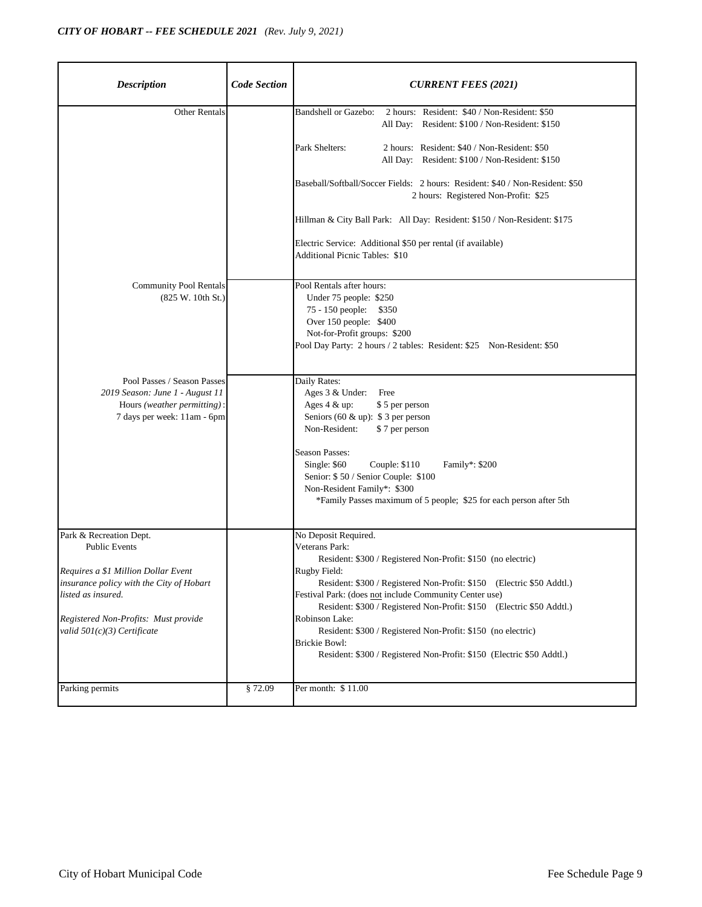*CITY OF HOBART -- FEE SCHEDULE 2021 (Rev. July 9, 2021)*

| ***Description*** | ***Code Section*** | ***CURRENT FEES (2021)*** |
|---|---|---|
| Other Rentals | | Bandshell or Gazebo: 2 hours: Resident: $40 / Non-Resident: $50<br>All Day: Resident: $100 / Non-Resident: $150<br><br>Park Shelters: 2 hours: Resident: $40 / Non-Resident: $50<br>All Day: Resident: $100 / Non-Resident: $150<br><br>Baseball/Softball/Soccer Fields: 2 hours: Resident: $40 / Non-Resident: $50<br>2 hours: Registered Non-Profit: $25<br><br>Hillman & City Ball Park: All Day: Resident: $150 / Non-Resident: $175<br><br>Electric Service: Additional $50 per rental (if available)<br>Additional Picnic Tables: $10 |
| Community Pool Rentals<br>(825 W. 10th St.) | | Pool Rentals after hours:<br>Under 75 people: $250<br>75 - 150 people: $350<br>Over 150 people: $400<br>Not-for-Profit groups: $200<br>Pool Day Party: 2 hours / 2 tables: Resident: $25 Non-Resident: $50 |
| Pool Passes / Season Passes<br>*2019 Season: June 1 - August 11*<br>Hours *(weather permitting)*:<br>7 days per week: 11am - 6pm | | Daily Rates:<br>Ages 3 & Under: Free<br>Ages 4 & up: $ 5 per person<br>Seniors (60 & up): $ 3 per person<br>Non-Resident: $ 7 per person<br><br>Season Passes:<br>Single: $60 Couple: $110 Family*: $200<br>Senior: $ 50 / Senior Couple: $100<br>Non-Resident Family*: $300<br>*Family Passes maximum of 5 people; $25 for each person after 5th |
| Park & Recreation Dept.<br>Public Events<br><br>*Requires a $1 Million Dollar Event insurance policy with the City of Hobart listed as insured.*<br><br>*Registered Non-Profits: Must provide valid 501(c)(3) Certificate* | | No Deposit Required.<br>Veterans Park:<br>Resident: $300 / Registered Non-Profit: $150 (no electric)<br>Rugby Field:<br>Resident: $300 / Registered Non-Profit: $150 (Electric $50 Addtl.)<br>Festival Park: (does <u>not</u> include Community Center use)<br>Resident: $300 / Registered Non-Profit: $150 (Electric $50 Addtl.)<br>Robinson Lake:<br>Resident: $300 / Registered Non-Profit: $150 (no electric)<br>Brickie Bowl:<br>Resident: $300 / Registered Non-Profit: $150 (Electric $50 Addtl.) |
| Parking permits | § 72.09 | Per month: $ 11.00 |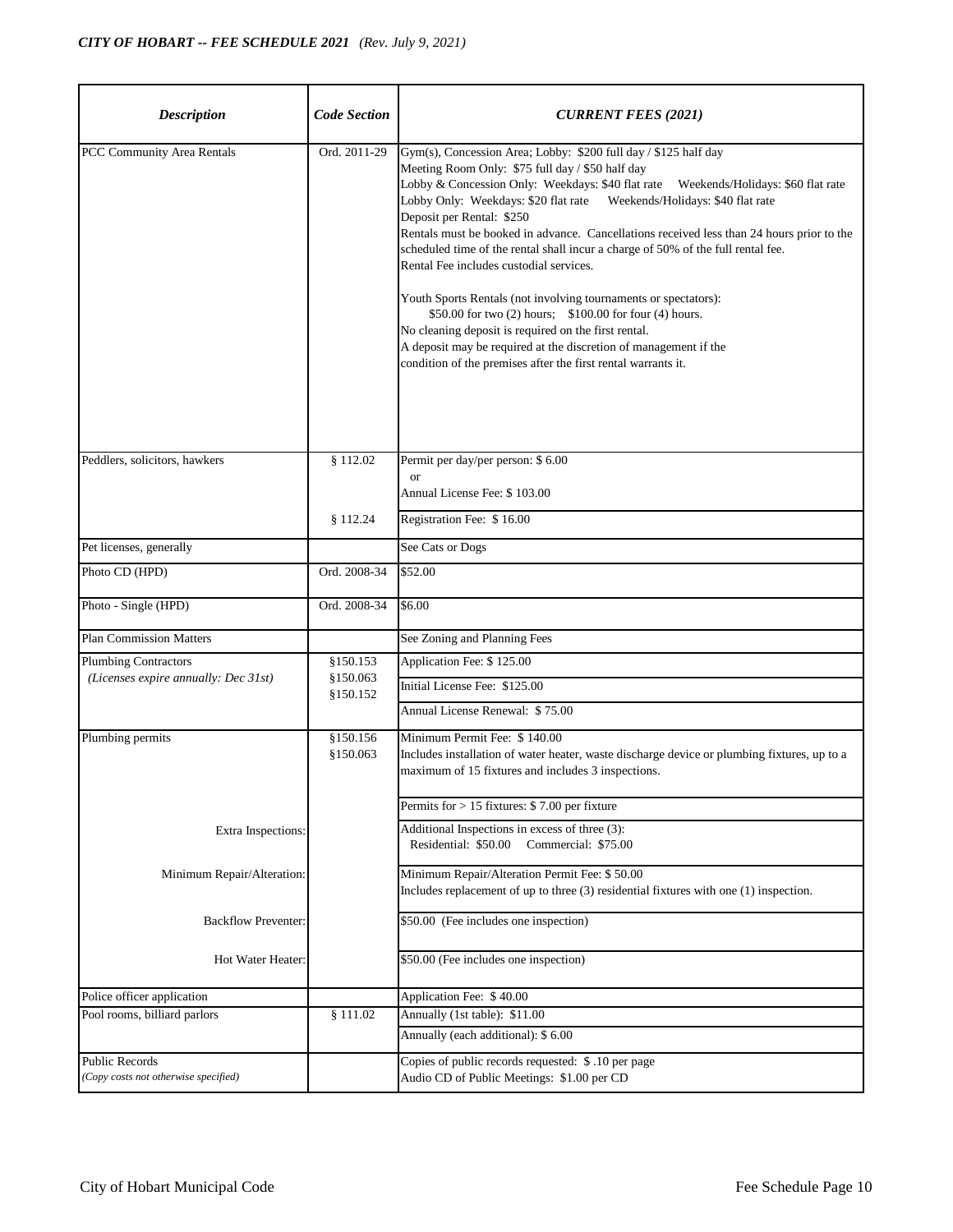| *Description* | *Code Section* | *CURRENT FEES (2021)* |
|---|---|---|
| PCC Community Area Rentals | Ord. 2011-29 | Gym(s), Concession Area; Lobby: $200 full day / $125 half day<br>Meeting Room Only: $75 full day / $50 half day<br>Lobby & Concession Only: Weekdays: $40 flat rate Weekends/Holidays: $60 flat rate<br>Lobby Only: Weekdays: $20 flat rate Weekends/Holidays: $40 flat rate<br>Deposit per Rental: $250<br>Rentals must be booked in advance. Cancellations received less than 24 hours prior to the scheduled time of the rental shall incur a charge of 50% of the full rental fee.<br>Rental Fee includes custodial services.<br><br>Youth Sports Rentals (not involving tournaments or spectators):<br>$50.00 for two (2) hours; $100.00 for four (4) hours.<br>No cleaning deposit is required on the first rental.<br>A deposit may be required at the discretion of management if the condition of the premises after the first rental warrants it. |
| Peddlers, solicitors, hawkers | § 112.02 | Permit per day/per person: $ 6.00<br>or<br>Annual License Fee: $ 103.00 |
| | § 112.24 | Registration Fee: $ 16.00 |
| Pet licenses, generally | | See Cats or Dogs |
| Photo CD (HPD) | Ord. 2008-34 | $52.00 |
| Photo - Single (HPD) | Ord. 2008-34 | $6.00 |
| Plan Commission Matters | | See Zoning and Planning Fees |
| Plumbing Contractors<br>*(Licenses expire annually: Dec 31st)* | §150.153<br>§150.063<br>§150.152 | Application Fee: $ 125.00 |
| | | Initial License Fee: $125.00 |
| | | Annual License Renewal: $ 75.00 |
| Plumbing permits | §150.156<br>§150.063 | Minimum Permit Fee: $ 140.00<br>Includes installation of water heater, waste discharge device or plumbing fixtures, up to a maximum of 15 fixtures and includes 3 inspections. |
| | | Permits for > 15 fixtures: $ 7.00 per fixture |
| Extra Inspections: | | Additional Inspections in excess of three (3):<br>Residential: $50.00 Commercial: $75.00 |
| Minimum Repair/Alteration: | | Minimum Repair/Alteration Permit Fee: $ 50.00<br>Includes replacement of up to three (3) residential fixtures with one (1) inspection. |
| Backflow Preventer: | | $50.00 (Fee includes one inspection) |
| Hot Water Heater: | | $50.00 (Fee includes one inspection) |
| Police officer application | | Application Fee: $ 40.00 |
| Pool rooms, billiard parlors | § 111.02 | Annually (1st table): $11.00 |
| | | Annually (each additional): $ 6.00 |
| Public Records<br>*(Copy costs not otherwise specified)* | | Copies of public records requested: $ .10 per page<br>Audio CD of Public Meetings: $1.00 per CD |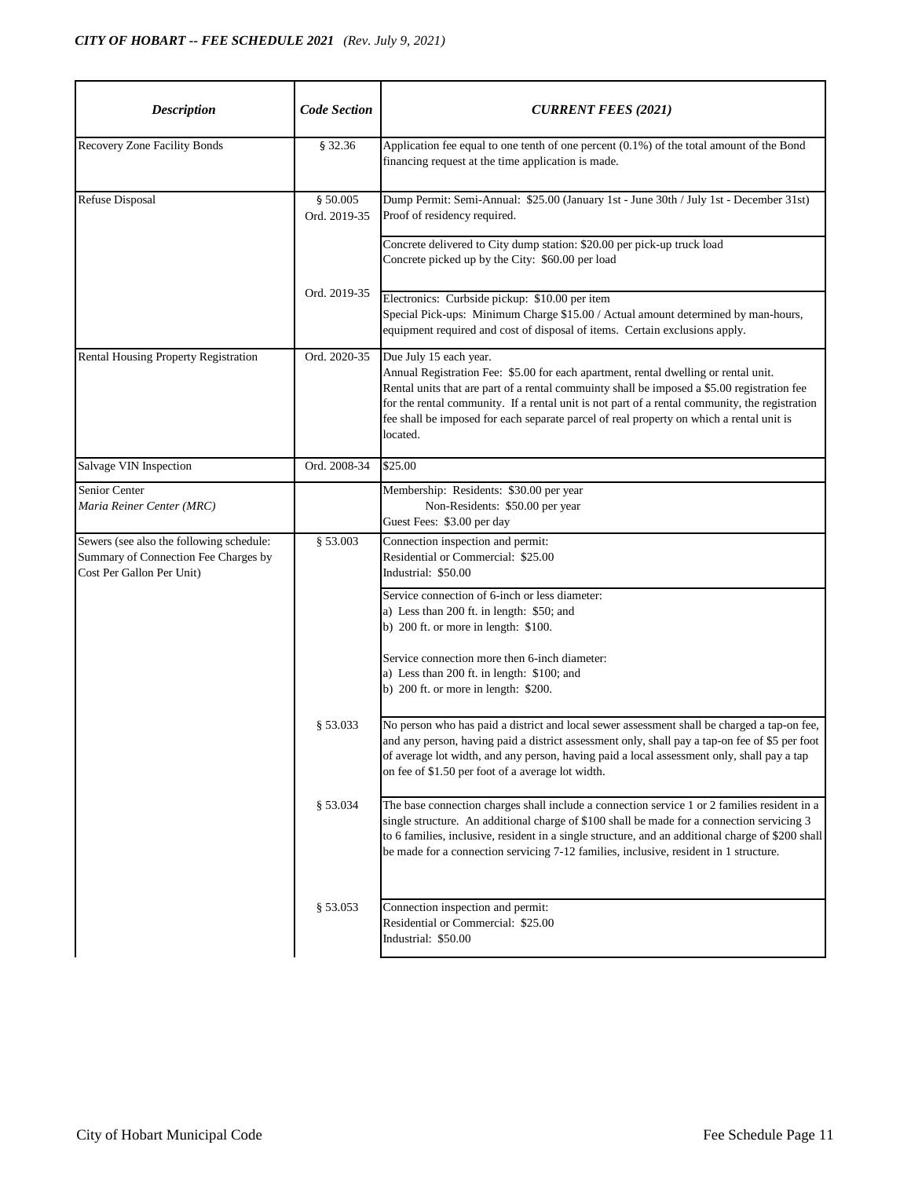| *Description* | *Code Section* | *CURRENT FEES (2021)* |
|---|---|---|
| Recovery Zone Facility Bonds | § 32.36 | Application fee equal to one tenth of one percent (0.1%) of the total amount of the Bond financing request at the time application is made. |
| Refuse Disposal | § 50.005<br>Ord. 2019-35 | Dump Permit: Semi-Annual: $25.00 (January 1st - June 30th / July 1st - December 31st)<br>Proof of residency required. |
| | | Concrete delivered to City dump station: $20.00 per pick-up truck load<br>Concrete picked up by the City: $60.00 per load |
| | Ord. 2019-35 | Electronics: Curbside pickup: $10.00 per item<br>Special Pick-ups: Minimum Charge $15.00 / Actual amount determined by man-hours, equipment required and cost of disposal of items. Certain exclusions apply. |
| Rental Housing Property Registration | Ord. 2020-35 | Due July 15 each year.<br>Annual Registration Fee: $5.00 for each apartment, rental dwelling or rental unit.<br>Rental units that are part of a rental commuinty shall be imposed a $5.00 registration fee for the rental community. If a rental unit is not part of a rental community, the registration fee shall be imposed for each separate parcel of real property on which a rental unit is located. |
| Salvage VIN Inspection | Ord. 2008-34 | $25.00 |
| Senior Center<br>*Maria Reiner Center (MRC)* | | Membership: Residents: $30.00 per year<br>Non-Residents: $50.00 per year<br>Guest Fees: $3.00 per day |
| Sewers (see also the following schedule: Summary of Connection Fee Charges by Cost Per Gallon Per Unit) | § 53.003 | Connection inspection and permit:<br>Residential or Commercial: $25.00<br>Industrial: $50.00 |
| | | Service connection of 6-inch or less diameter:<br>a) Less than 200 ft. in length: $50; and<br>b) 200 ft. or more in length: $100.<br><br>Service connection more then 6-inch diameter:<br>a) Less than 200 ft. in length: $100; and<br>b) 200 ft. or more in length: $200. |
| | § 53.033 | No person who has paid a district and local sewer assessment shall be charged a tap-on fee, and any person, having paid a district assessment only, shall pay a tap-on fee of $5 per foot of average lot width, and any person, having paid a local assessment only, shall pay a tap on fee of $1.50 per foot of a average lot width. |
| | § 53.034 | The base connection charges shall include a connection service 1 or 2 families resident in a single structure. An additional charge of $100 shall be made for a connection servicing 3 to 6 families, inclusive, resident in a single structure, and an additional charge of $200 shall be made for a connection servicing 7-12 families, inclusive, resident in 1 structure. |
| | § 53.053 | Connection inspection and permit:<br>Residential or Commercial: $25.00<br>Industrial: $50.00 |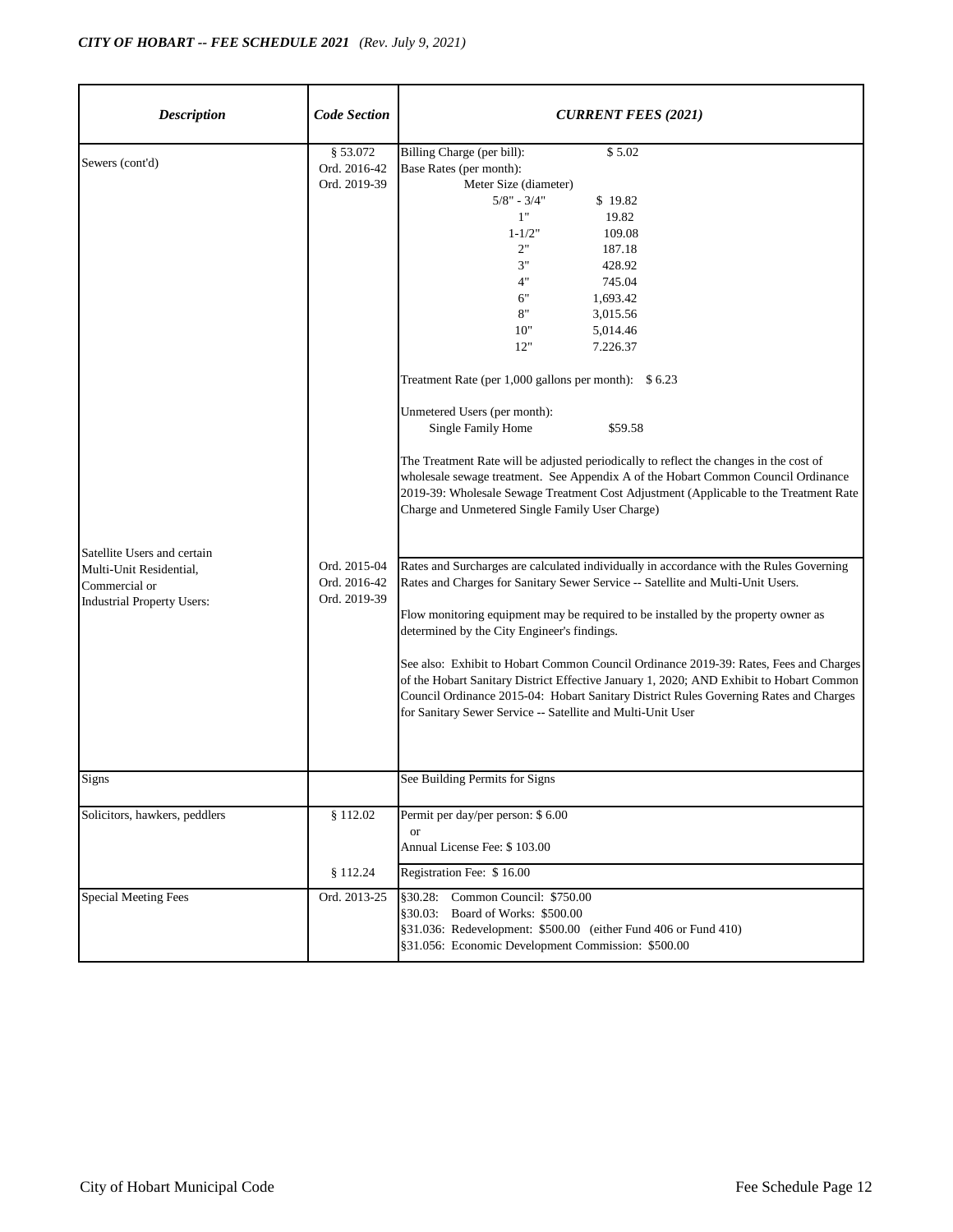*CITY OF HOBART -- FEE SCHEDULE 2021 (Rev. July 9, 2021)*

| *Description* | *Code Section* | *CURRENT FEES (2021)* |
| --- | --- | --- |
| Sewers (cont'd) | § 53.072<br>Ord. 2016-42<br>Ord. 2019-39 | Billing Charge (per bill): $ 5.02<br>Base Rates (per month):<br>Meter Size (diameter)<br>5/8" - 3/4" $ 19.82<br>1" 19.82<br>1-1/2" 109.08<br>2" 187.18<br>3" 428.92<br>4" 745.04<br>6" 1,693.42<br>8" 3,015.56<br>10" 5,014.46<br>12" 7.226.37<br><br>Treatment Rate (per 1,000 gallons per month): $ 6.23<br><br>Unmetered Users (per month):<br>Single Family Home $59.58<br><br>The Treatment Rate will be adjusted periodically to reflect the changes in the cost of wholesale sewage treatment. See Appendix A of the Hobart Common Council Ordinance 2019-39: Wholesale Sewage Treatment Cost Adjustment (Applicable to the Treatment Rate Charge and Unmetered Single Family User Charge) |
| Satellite Users and certain Multi-Unit Residential, Commercial or Industrial Property Users: | Ord. 2015-04<br>Ord. 2016-42<br>Ord. 2019-39 | Rates and Surcharges are calculated individually in accordance with the Rules Governing Rates and Charges for Sanitary Sewer Service -- Satellite and Multi-Unit Users.<br><br>Flow monitoring equipment may be required to be installed by the property owner as determined by the City Engineer's findings.<br><br>See also: Exhibit to Hobart Common Council Ordinance 2019-39: Rates, Fees and Charges of the Hobart Sanitary District Effective January 1, 2020; AND Exhibit to Hobart Common Council Ordinance 2015-04: Hobart Sanitary District Rules Governing Rates and Charges for Sanitary Sewer Service -- Satellite and Multi-Unit User |
| Signs | | See Building Permits for Signs |
| Solicitors, hawkers, peddlers | § 112.02 | Permit per day/per person: $ 6.00<br>or<br>Annual License Fee: $ 103.00 |
| | § 112.24 | Registration Fee: $ 16.00 |
| Special Meeting Fees | Ord. 2013-25 | §30.28: Common Council: $750.00<br>§30.03: Board of Works: $500.00<br>§31.036: Redevelopment: $500.00 (either Fund 406 or Fund 410)<br>§31.056: Economic Development Commission: $500.00 |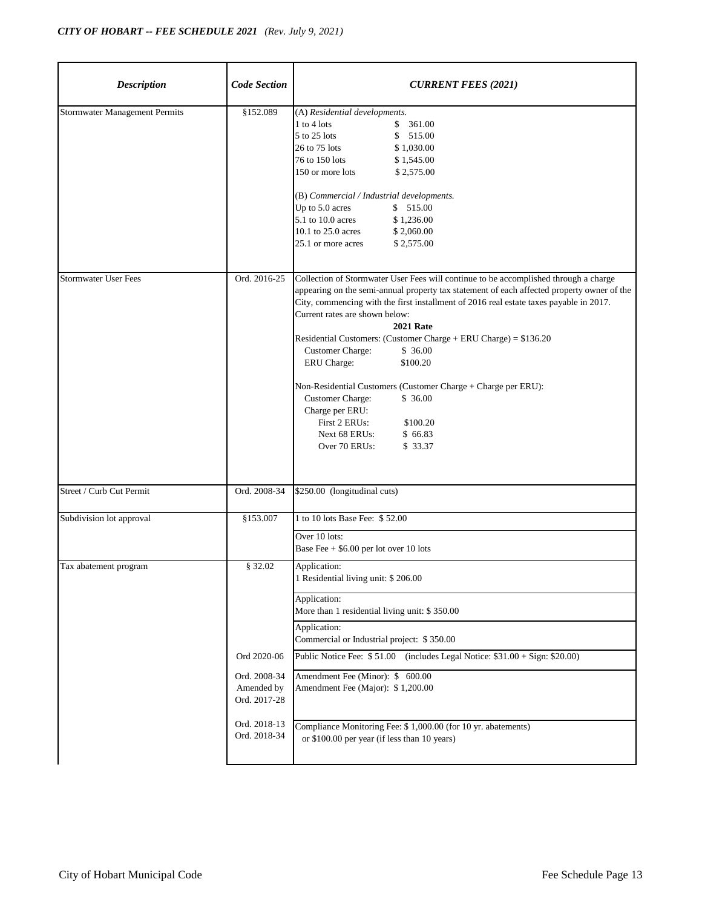| *Description* | *Code Section* | *CURRENT FEES (2021)* |
|---|---|---|
| Stormwater Management Permits | §152.089 | (A) *Residential developments.*<br>1 to 4 lots $ 361.00<br>5 to 25 lots $ 515.00<br>26 to 75 lots $ 1,030.00<br>76 to 150 lots $ 1,545.00<br>150 or more lots $ 2,575.00<br><br>(B) *Commercial / Industrial developments.*<br>Up to 5.0 acres $ 515.00<br>5.1 to 10.0 acres $ 1,236.00<br>10.1 to 25.0 acres $ 2,060.00<br>25.1 or more acres $ 2,575.00 |
| Stormwater User Fees | Ord. 2016-25 | Collection of Stormwater User Fees will continue to be accomplished through a charge appearing on the semi-annual property tax statement of each affected property owner of the City, commencing with the first installment of 2016 real estate taxes payable in 2017.<br>Current rates are shown below:<br>**2021 Rate**<br>Residential Customers: (Customer Charge + ERU Charge) = $136.20<br>Customer Charge: $ 36.00<br>ERU Charge: $100.20<br><br>Non-Residential Customers (Customer Charge + Charge per ERU):<br>Customer Charge: $ 36.00<br>Charge per ERU:<br>First 2 ERUs: $100.20<br>Next 68 ERUs: $ 66.83<br>Over 70 ERUs: $ 33.37 |
| Street / Curb Cut Permit | Ord. 2008-34 | $250.00 (longitudinal cuts) |
| Subdivision lot approval | §153.007 | 1 to 10 lots Base Fee: $ 52.00 |
| | | Over 10 lots:<br>Base Fee + $6.00 per lot over 10 lots |
| Tax abatement program | § 32.02 | Application:<br>1 Residential living unit: $ 206.00 |
| | | Application:<br>More than 1 residential living unit: $ 350.00 |
| | | Application:<br>Commercial or Industrial project: $ 350.00 |
| | Ord 2020-06 | Public Notice Fee: $ 51.00 (includes Legal Notice: $31.00 + Sign: $20.00) |
| | Ord. 2008-34<br>Amended by<br>Ord. 2017-28 | Amendment Fee (Minor): $ 600.00<br>Amendment Fee (Major): $ 1,200.00 |
| | Ord. 2018-13<br>Ord. 2018-34 | Compliance Monitoring Fee: $ 1,000.00 (for 10 yr. abatements)<br>or $100.00 per year (if less than 10 years) |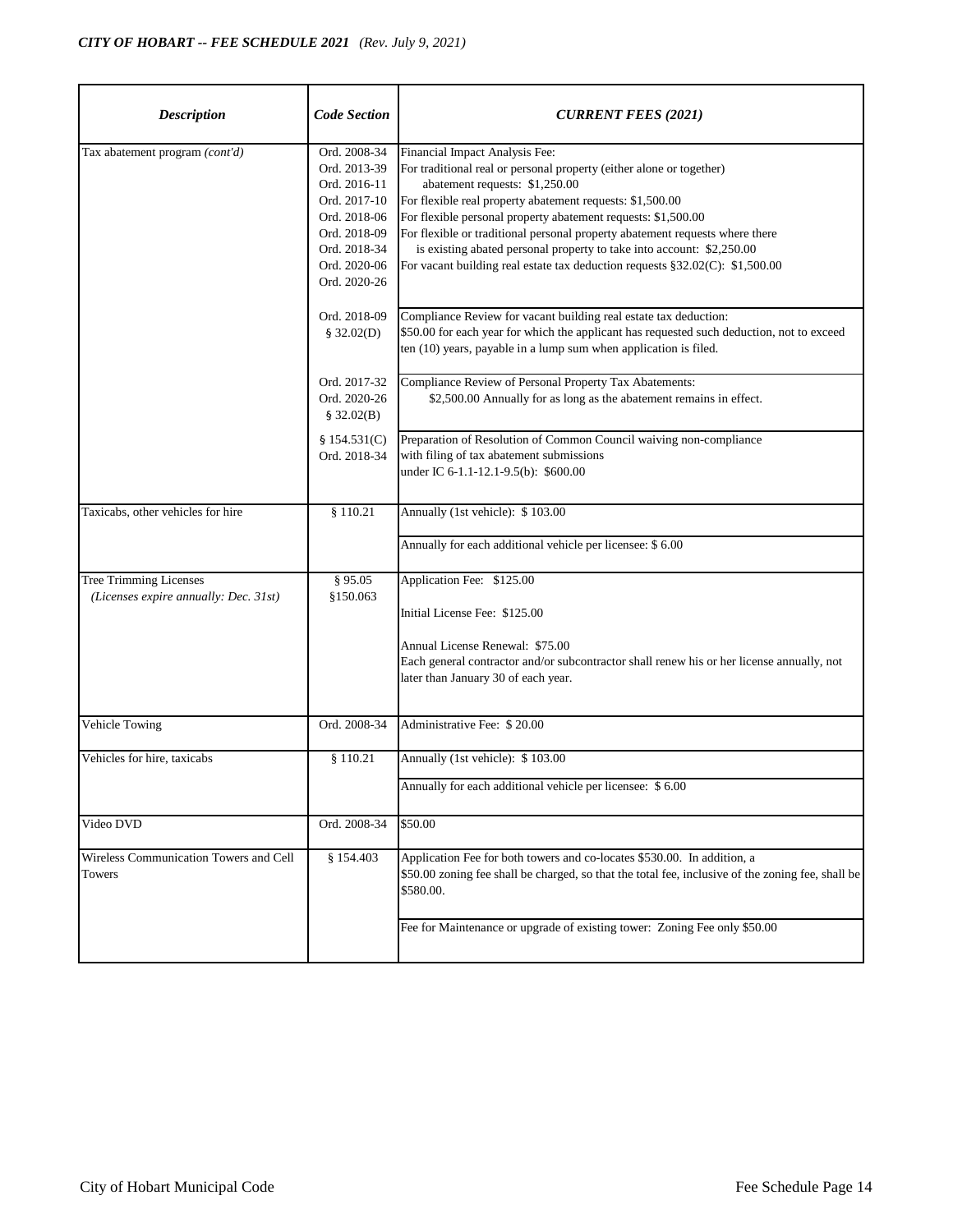| *Description* | *Code Section* | *CURRENT FEES (2021)* |
|---|---|---|
| Tax abatement program *(cont'd)* | Ord. 2008-34<br>Ord. 2013-39<br>Ord. 2016-11<br>Ord. 2017-10<br>Ord. 2018-06<br>Ord. 2018-09<br>Ord. 2018-34<br>Ord. 2020-06<br>Ord. 2020-26 | Financial Impact Analysis Fee:<br>For traditional real or personal property (either alone or together) abatement requests: $1,250.00<br>For flexible real property abatement requests: $1,500.00<br>For flexible personal property abatement requests: $1,500.00<br>For flexible or traditional personal property abatement requests where there is existing abated personal property to take into account: $2,250.00<br>For vacant building real estate tax deduction requests §32.02(C): $1,500.00 |
| | Ord. 2018-09<br>§ 32.02(D) | Compliance Review for vacant building real estate tax deduction:<br>$50.00 for each year for which the applicant has requested such deduction, not to exceed ten (10) years, payable in a lump sum when application is filed. |
| | Ord. 2017-32<br>Ord. 2020-26<br>§ 32.02(B) | Compliance Review of Personal Property Tax Abatements:<br>$2,500.00 Annually for as long as the abatement remains in effect. |
| | § 154.531(C)<br>Ord. 2018-34 | Preparation of Resolution of Common Council waiving non-compliance with filing of tax abatement submissions under IC 6-1.1-12.1-9.5(b): $600.00 |
| Taxicabs, other vehicles for hire | § 110.21 | Annually (1st vehicle): $ 103.00 |
| | | Annually for each additional vehicle per licensee: $ 6.00 |
| Tree Trimming Licenses<br>*(Licenses expire annually: Dec. 31st)* | § 95.05<br>§150.063 | Application Fee: $125.00<br><br>Initial License Fee: $125.00<br><br>Annual License Renewal: $75.00<br>Each general contractor and/or subcontractor shall renew his or her license annually, not later than January 30 of each year. |
| Vehicle Towing | Ord. 2008-34 | Administrative Fee: $ 20.00 |
| Vehicles for hire, taxicabs | § 110.21 | Annually (1st vehicle): $ 103.00 |
| | | Annually for each additional vehicle per licensee: $ 6.00 |
| Video DVD | Ord. 2008-34 | $50.00 |
| Wireless Communication Towers and Cell Towers | § 154.403 | Application Fee for both towers and co-locates $530.00. In addition, a $50.00 zoning fee shall be charged, so that the total fee, inclusive of the zoning fee, shall be $580.00. |
| | | Fee for Maintenance or upgrade of existing tower: Zoning Fee only $50.00 |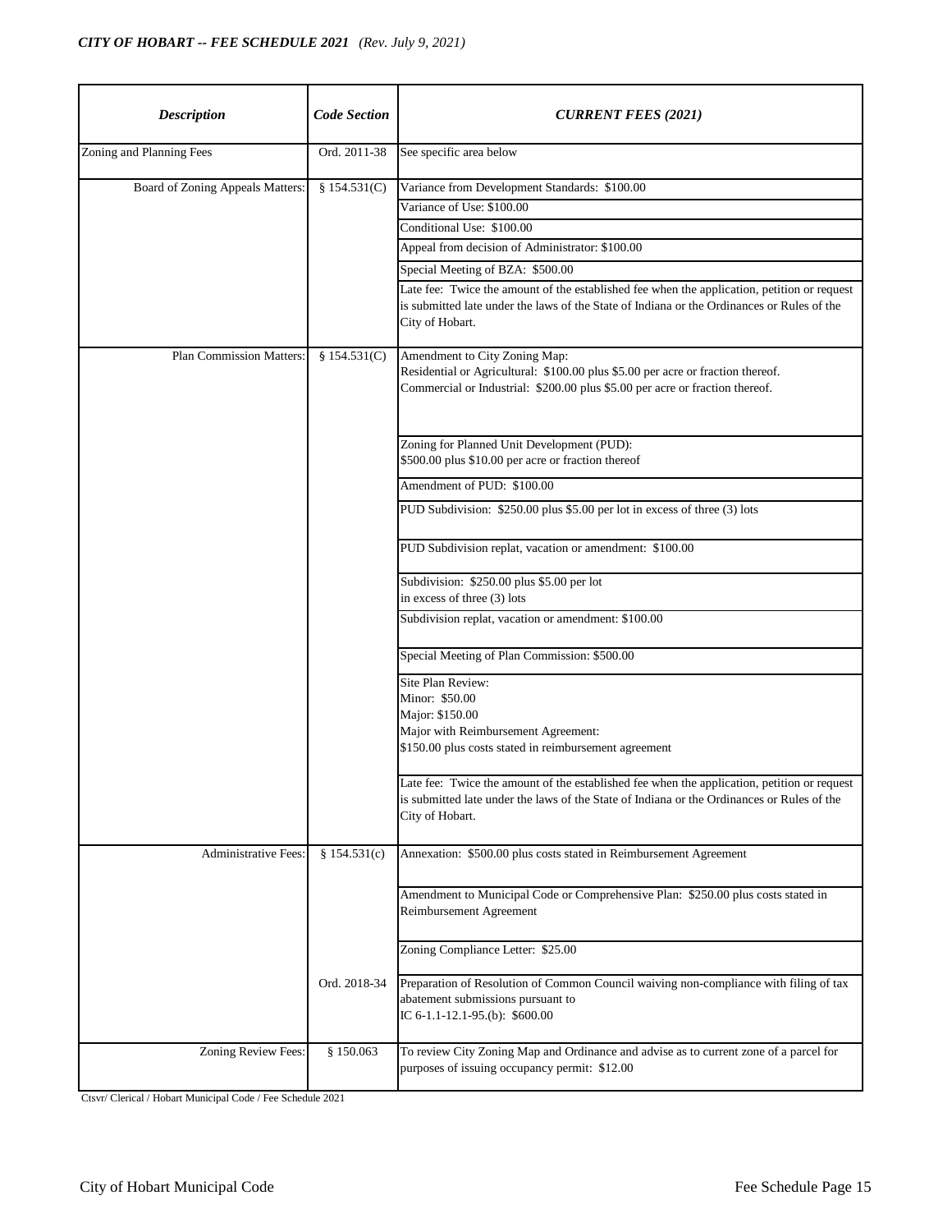| *Description* | *Code Section* | ***CURRENT FEES (2021)*** |
|---|---|---|
| Zoning and Planning Fees | Ord. 2011-38 | See specific area below |
| Board of Zoning Appeals Matters: | § 154.531(C) | Variance from Development Standards: $100.00 |
| | | Variance of Use: $100.00 |
| | | Conditional Use: $100.00 |
| | | Appeal from decision of Administrator: $100.00 |
| | | Special Meeting of BZA: $500.00 |
| | | Late fee: Twice the amount of the established fee when the application, petition or request is submitted late under the laws of the State of Indiana or the Ordinances or Rules of the City of Hobart. |
| Plan Commission Matters: | § 154.531(C) | Amendment to City Zoning Map:<br>Residential or Agricultural: $100.00 plus $5.00 per acre or fraction thereof.<br>Commercial or Industrial: $200.00 plus $5.00 per acre or fraction thereof. |
| | | Zoning for Planned Unit Development (PUD):<br>$500.00 plus $10.00 per acre or fraction thereof |
| | | Amendment of PUD: $100.00 |
| | | PUD Subdivision: $250.00 plus $5.00 per lot in excess of three (3) lots |
| | | PUD Subdivision replat, vacation or amendment: $100.00 |
| | | Subdivision: $250.00 plus $5.00 per lot<br>in excess of three (3) lots |
| | | Subdivision replat, vacation or amendment: $100.00 |
| | | Special Meeting of Plan Commission: $500.00 |
| | | Site Plan Review:<br>Minor: $50.00<br>Major: $150.00<br>Major with Reimbursement Agreement:<br>$150.00 plus costs stated in reimbursement agreement |
| | | Late fee: Twice the amount of the established fee when the application, petition or request is submitted late under the laws of the State of Indiana or the Ordinances or Rules of the City of Hobart. |
| Administrative Fees: | § 154.531(c) | Annexation: $500.00 plus costs stated in Reimbursement Agreement |
| | | Amendment to Municipal Code or Comprehensive Plan: $250.00 plus costs stated in Reimbursement Agreement |
| | | Zoning Compliance Letter: $25.00 |
| | Ord. 2018-34 | Preparation of Resolution of Common Council waiving non-compliance with filing of tax abatement submissions pursuant to<br>IC 6-1.1-12.1-95.(b): $600.00 |
| Zoning Review Fees: | § 150.063 | To review City Zoning Map and Ordinance and advise as to current zone of a parcel for purposes of issuing occupancy permit: $12.00 |

Ctsvr/ Clerical / Hobart Municipal Code / Fee Schedule 2021